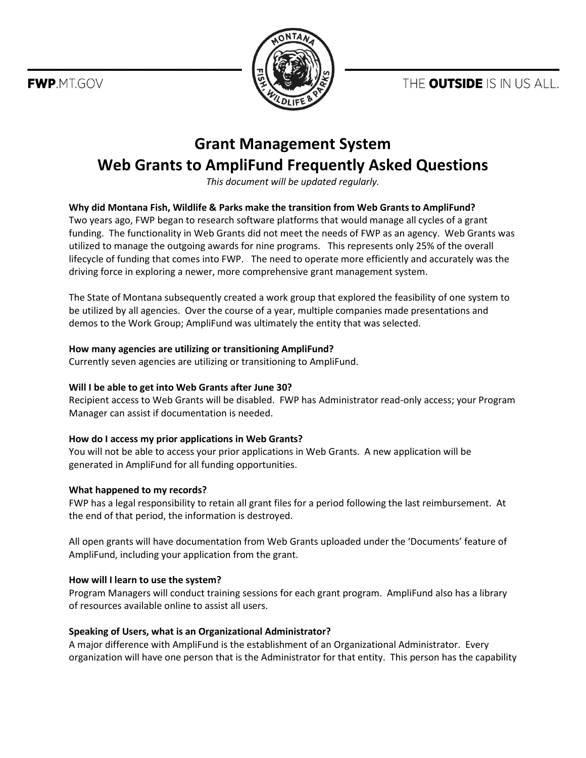# Grant Management System
# Web Grants to AmpliFund Frequently Asked Questions

*This document will be updated regularly.*

**Why did Montana Fish, Wildlife & Parks make the transition from Web Grants to AmpliFund?**
Two years ago, FWP began to research software platforms that would manage all cycles of a grant funding. The functionality in Web Grants did not meet the needs of FWP as an agency. Web Grants was utilized to manage the outgoing awards for nine programs. This represents only 25% of the overall lifecycle of funding that comes into FWP. The need to operate more efficiently and accurately was the driving force in exploring a newer, more comprehensive grant management system.

The State of Montana subsequently created a work group that explored the feasibility of one system to be utilized by all agencies. Over the course of a year, multiple companies made presentations and demos to the Work Group; AmpliFund was ultimately the entity that was selected.

**How many agencies are utilizing or transitioning AmpliFund?**
Currently seven agencies are utilizing or transitioning to AmpliFund.

**Will I be able to get into Web Grants after June 30?**
Recipient access to Web Grants will be disabled. FWP has Administrator read-only access; your Program Manager can assist if documentation is needed.

**How do I access my prior applications in Web Grants?**
You will not be able to access your prior applications in Web Grants. A new application will be generated in AmpliFund for all funding opportunities.

**What happened to my records?**
FWP has a legal responsibility to retain all grant files for a period following the last reimbursement. At the end of that period, the information is destroyed.

All open grants will have documentation from Web Grants uploaded under the 'Documents' feature of AmpliFund, including your application from the grant.

**How will I learn to use the system?**
Program Managers will conduct training sessions for each grant program. AmpliFund also has a library of resources available online to assist all users.

**Speaking of Users, what is an Organizational Administrator?**
A major difference with AmpliFund is the establishment of an Organizational Administrator. Every organization will have one person that is the Administrator for that entity. This person has the capability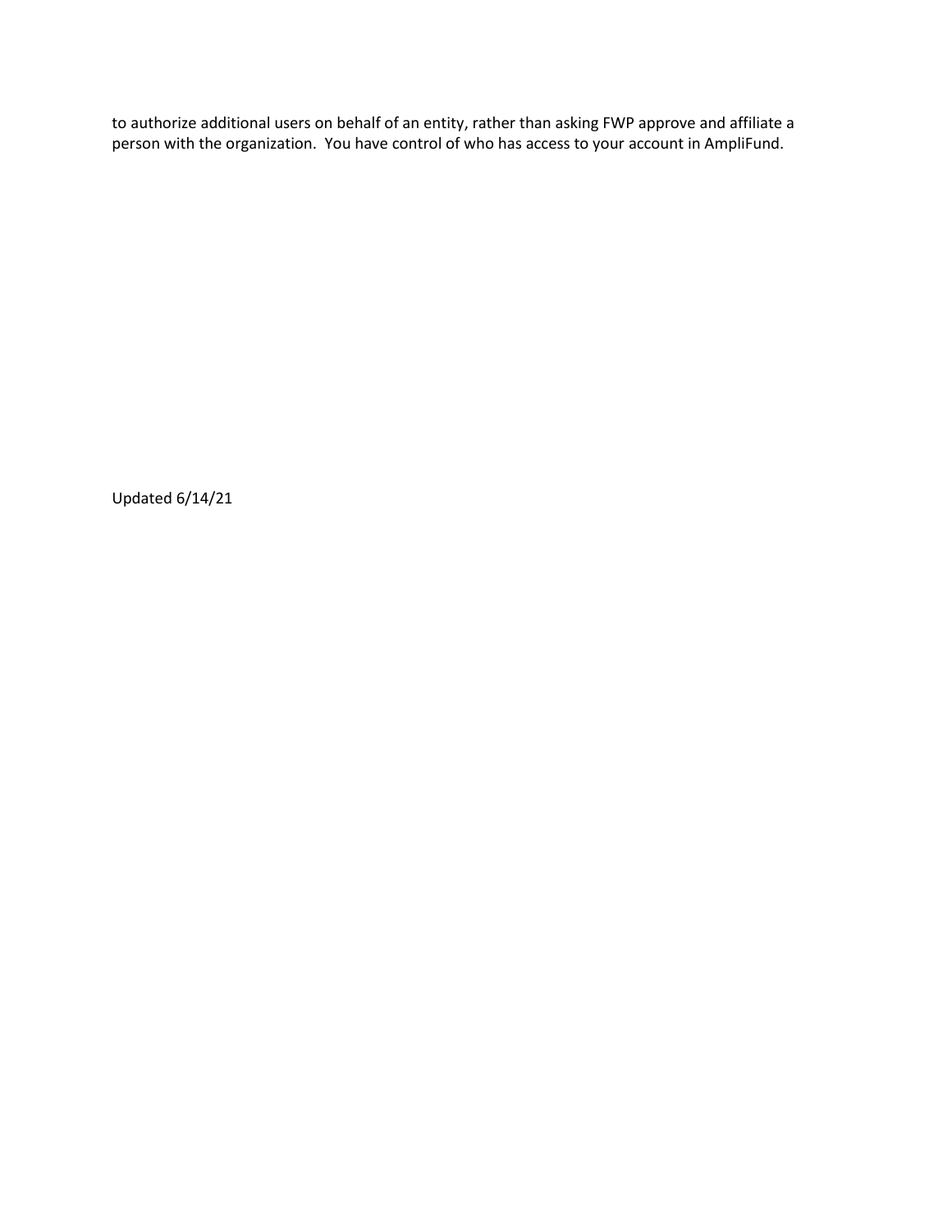to authorize additional users on behalf of an entity, rather than asking FWP approve and affiliate a person with the organization. You have control of who has access to your account in AmpliFund.

Updated 6/14/21